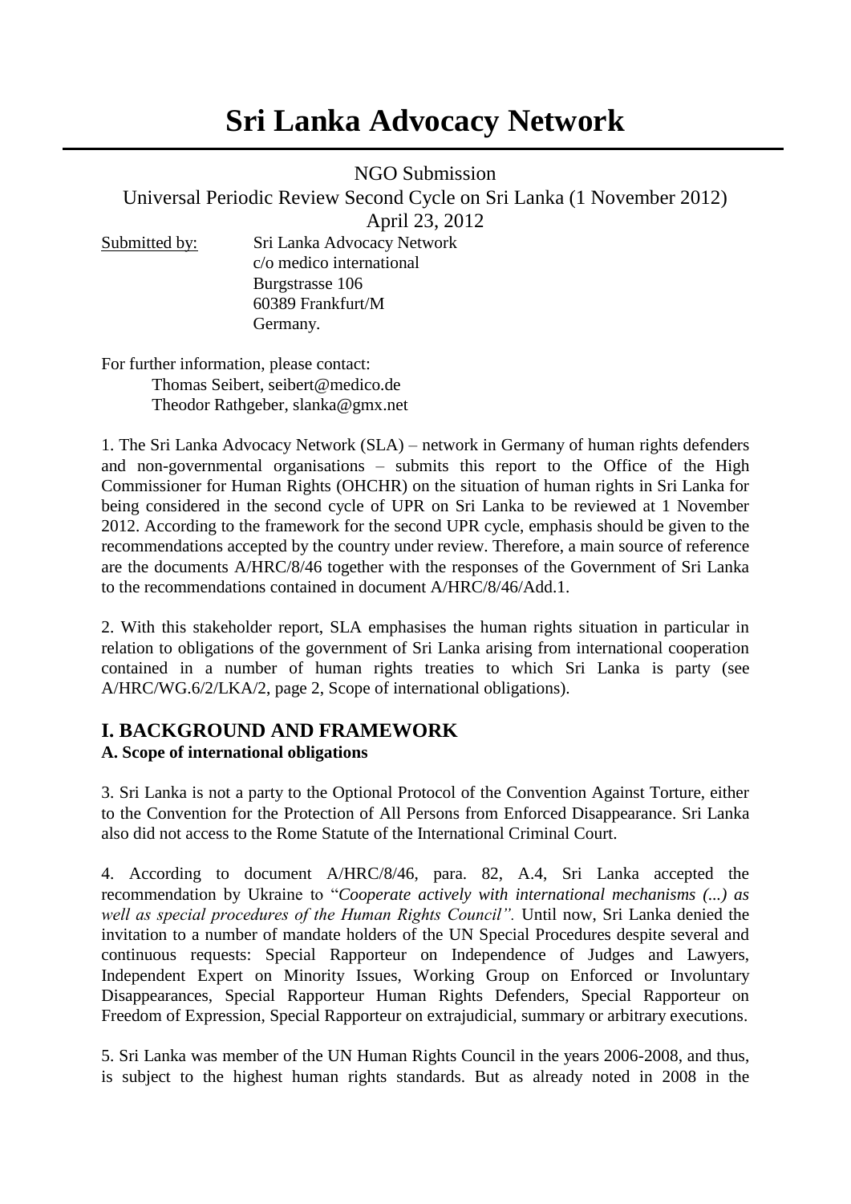# Sri Lanka Advocacy Network

NGO Submission

Universal Periodic Review Second Cycle on Sri Lanka (1 November 2012)

April 23, 2012

Submitted by: Sri Lanka Advocacy Network
c/o medico international
Burgstrasse 106
60389 Frankfurt/M
Germany.

For further information, please contact:
Thomas Seibert, seibert@medico.de
Theodor Rathgeber, slanka@gmx.net

1. The Sri Lanka Advocacy Network (SLA) – network in Germany of human rights defenders and non-governmental organisations – submits this report to the Office of the High Commissioner for Human Rights (OHCHR) on the situation of human rights in Sri Lanka for being considered in the second cycle of UPR on Sri Lanka to be reviewed at 1 November 2012. According to the framework for the second UPR cycle, emphasis should be given to the recommendations accepted by the country under review. Therefore, a main source of reference are the documents A/HRC/8/46 together with the responses of the Government of Sri Lanka to the recommendations contained in document A/HRC/8/46/Add.1.

2. With this stakeholder report, SLA emphasises the human rights situation in particular in relation to obligations of the government of Sri Lanka arising from international cooperation contained in a number of human rights treaties to which Sri Lanka is party (see A/HRC/WG.6/2/LKA/2, page 2, Scope of international obligations).

## I. BACKGROUND AND FRAMEWORK

### A. Scope of international obligations

3. Sri Lanka is not a party to the Optional Protocol of the Convention Against Torture, either to the Convention for the Protection of All Persons from Enforced Disappearance. Sri Lanka also did not access to the Rome Statute of the International Criminal Court.

4. According to document A/HRC/8/46, para. 82, A.4, Sri Lanka accepted the recommendation by Ukraine to "*Cooperate actively with international mechanisms (...) as well as special procedures of the Human Rights Council".* Until now, Sri Lanka denied the invitation to a number of mandate holders of the UN Special Procedures despite several and continuous requests: Special Rapporteur on Independence of Judges and Lawyers, Independent Expert on Minority Issues, Working Group on Enforced or Involuntary Disappearances, Special Rapporteur Human Rights Defenders, Special Rapporteur on Freedom of Expression, Special Rapporteur on extrajudicial, summary or arbitrary executions.

5. Sri Lanka was member of the UN Human Rights Council in the years 2006-2008, and thus, is subject to the highest human rights standards. But as already noted in 2008 in the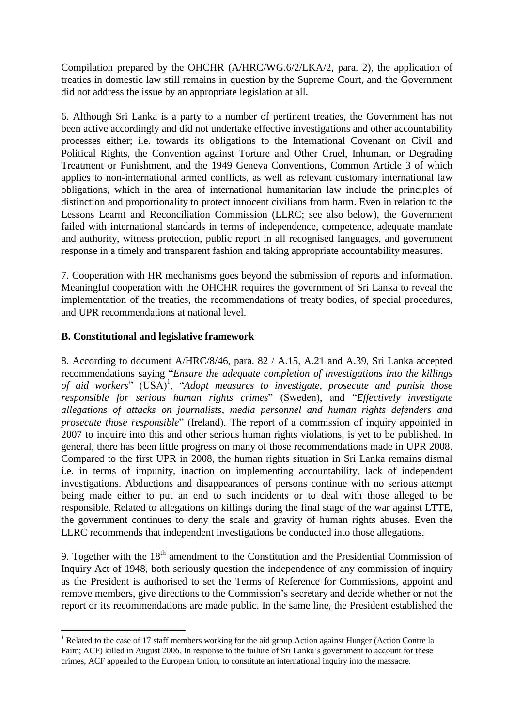Compilation prepared by the OHCHR (A/HRC/WG.6/2/LKA/2, para. 2), the application of treaties in domestic law still remains in question by the Supreme Court, and the Government did not address the issue by an appropriate legislation at all.

6. Although Sri Lanka is a party to a number of pertinent treaties, the Government has not been active accordingly and did not undertake effective investigations and other accountability processes either; i.e. towards its obligations to the International Covenant on Civil and Political Rights, the Convention against Torture and Other Cruel, Inhuman, or Degrading Treatment or Punishment, and the 1949 Geneva Conventions, Common Article 3 of which applies to non-international armed conflicts, as well as relevant customary international law obligations, which in the area of international humanitarian law include the principles of distinction and proportionality to protect innocent civilians from harm. Even in relation to the Lessons Learnt and Reconciliation Commission (LLRC; see also below), the Government failed with international standards in terms of independence, competence, adequate mandate and authority, witness protection, public report in all recognised languages, and government response in a timely and transparent fashion and taking appropriate accountability measures.

7. Cooperation with HR mechanisms goes beyond the submission of reports and information. Meaningful cooperation with the OHCHR requires the government of Sri Lanka to reveal the implementation of the treaties, the recommendations of treaty bodies, of special procedures, and UPR recommendations at national level.

**B. Constitutional and legislative framework**

8. According to document A/HRC/8/46, para. 82 / A.15, A.21 and A.39, Sri Lanka accepted recommendations saying "*Ensure the adequate completion of investigations into the killings of aid workers*" (USA)[1], "*Adopt measures to investigate, prosecute and punish those responsible for serious human rights crimes*" (Sweden), and "*Effectively investigate allegations of attacks on journalists, media personnel and human rights defenders and prosecute those responsible*" (Ireland). The report of a commission of inquiry appointed in 2007 to inquire into this and other serious human rights violations, is yet to be published. In general, there has been little progress on many of those recommendations made in UPR 2008. Compared to the first UPR in 2008, the human rights situation in Sri Lanka remains dismal i.e. in terms of impunity, inaction on implementing accountability, lack of independent investigations. Abductions and disappearances of persons continue with no serious attempt being made either to put an end to such incidents or to deal with those alleged to be responsible. Related to allegations on killings during the final stage of the war against LTTE, the government continues to deny the scale and gravity of human rights abuses. Even the LLRC recommends that independent investigations be conducted into those allegations.

9. Together with the 18[th] amendment to the Constitution and the Presidential Commission of Inquiry Act of 1948, both seriously question the independence of any commission of inquiry as the President is authorised to set the Terms of Reference for Commissions, appoint and remove members, give directions to the Commission's secretary and decide whether or not the report or its recommendations are made public. In the same line, the President established the

---

[1] Related to the case of 17 staff members working for the aid group Action against Hunger (Action Contre la Faim; ACF) killed in August 2006. In response to the failure of Sri Lanka's government to account for these crimes, ACF appealed to the European Union, to constitute an international inquiry into the massacre.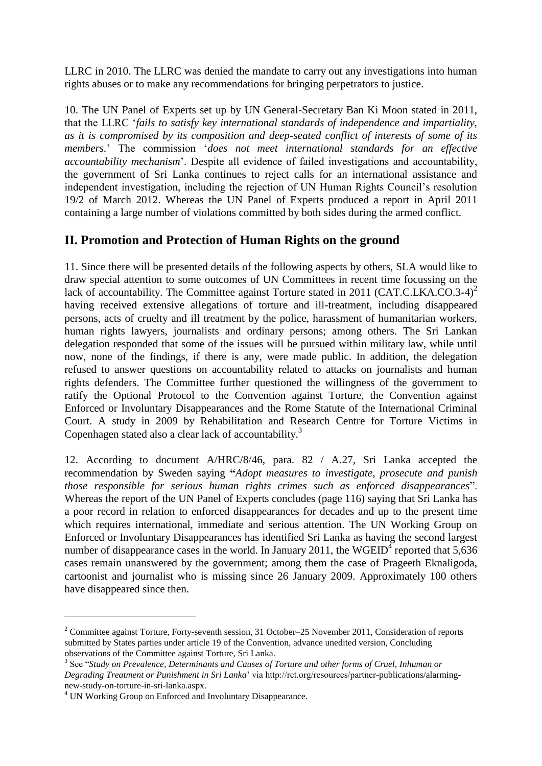LLRC in 2010. The LLRC was denied the mandate to carry out any investigations into human rights abuses or to make any recommendations for bringing perpetrators to justice.

10. The UN Panel of Experts set up by UN General-Secretary Ban Ki Moon stated in 2011, that the LLRC '*fails to satisfy key international standards of independence and impartiality, as it is compromised by its composition and deep-seated conflict of interests of some of its members.*' The commission '*does not meet international standards for an effective accountability mechanism*'. Despite all evidence of failed investigations and accountability, the government of Sri Lanka continues to reject calls for an international assistance and independent investigation, including the rejection of UN Human Rights Council's resolution 19/2 of March 2012. Whereas the UN Panel of Experts produced a report in April 2011 containing a large number of violations committed by both sides during the armed conflict.

## II. Promotion and Protection of Human Rights on the ground

11. Since there will be presented details of the following aspects by others, SLA would like to draw special attention to some outcomes of UN Committees in recent time focussing on the lack of accountability. The Committee against Torture stated in 2011 (CAT.C.LKA.CO.3-4)[2] having received extensive allegations of torture and ill-treatment, including disappeared persons, acts of cruelty and ill treatment by the police, harassment of humanitarian workers, human rights lawyers, journalists and ordinary persons; among others. The Sri Lankan delegation responded that some of the issues will be pursued within military law, while until now, none of the findings, if there is any, were made public. In addition, the delegation refused to answer questions on accountability related to attacks on journalists and human rights defenders. The Committee further questioned the willingness of the government to ratify the Optional Protocol to the Convention against Torture, the Convention against Enforced or Involuntary Disappearances and the Rome Statute of the International Criminal Court. A study in 2009 by Rehabilitation and Research Centre for Torture Victims in Copenhagen stated also a clear lack of accountability.[3]

12. According to document A/HRC/8/46, para. 82 / A.27, Sri Lanka accepted the recommendation by Sweden saying **"***Adopt measures to investigate, prosecute and punish those responsible for serious human rights crimes such as enforced disappearances*". Whereas the report of the UN Panel of Experts concludes (page 116) saying that Sri Lanka has a poor record in relation to enforced disappearances for decades and up to the present time which requires international, immediate and serious attention. The UN Working Group on Enforced or Involuntary Disappearances has identified Sri Lanka as having the second largest number of disappearance cases in the world. In January 2011, the WGEID[4] reported that 5,636 cases remain unanswered by the government; among them the case of Prageeth Eknaligoda, cartoonist and journalist who is missing since 26 January 2009. Approximately 100 others have disappeared since then.

---

[2] Committee against Torture, Forty-seventh session, 31 October–25 November 2011, Consideration of reports submitted by States parties under article 19 of the Convention, advance unedited version, Concluding observations of the Committee against Torture, Sri Lanka.

[3] See "*Study on Prevalence, Determinants and Causes of Torture and other forms of Cruel, Inhuman or Degrading Treatment or Punishment in Sri Lanka*' via http://rct.org/resources/partner-publications/alarming-new-study-on-torture-in-sri-lanka.aspx.

[4] UN Working Group on Enforced and Involuntary Disappearance.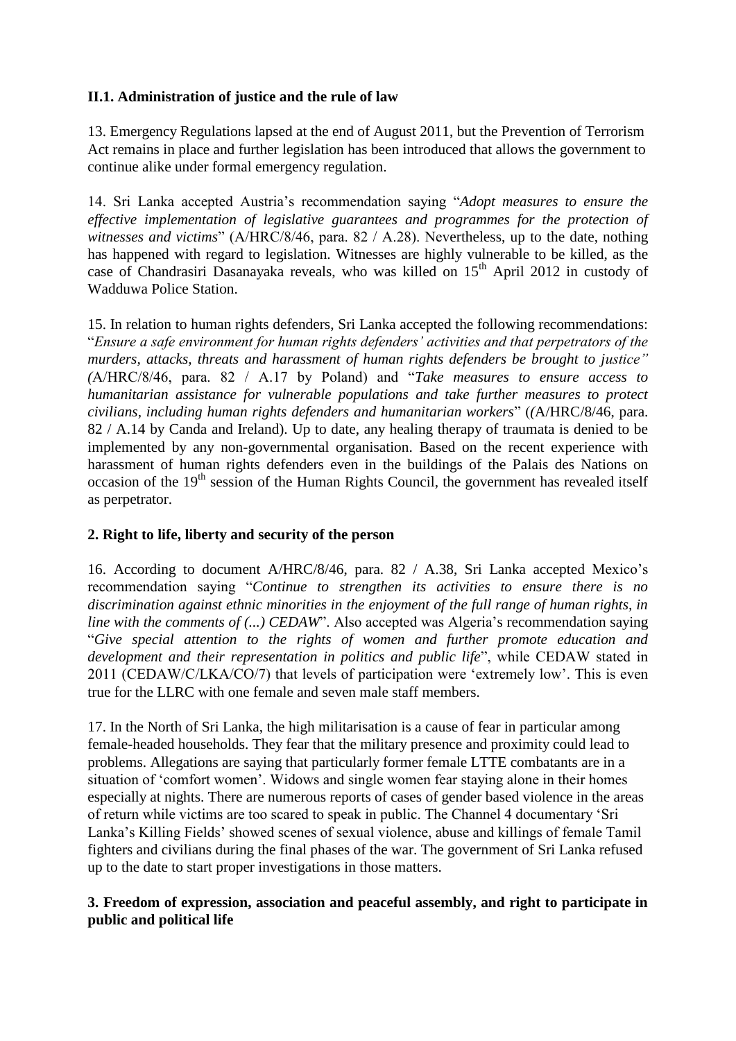**II.1. Administration of justice and the rule of law**

13. Emergency Regulations lapsed at the end of August 2011, but the Prevention of Terrorism Act remains in place and further legislation has been introduced that allows the government to continue alike under formal emergency regulation.

14. Sri Lanka accepted Austria's recommendation saying "*Adopt measures to ensure the effective implementation of legislative guarantees and programmes for the protection of witnesses and victims*" (A/HRC/8/46, para. 82 / A.28). Nevertheless, up to the date, nothing has happened with regard to legislation. Witnesses are highly vulnerable to be killed, as the case of Chandrasiri Dasanayaka reveals, who was killed on 15th April 2012 in custody of Wadduwa Police Station.

15. In relation to human rights defenders, Sri Lanka accepted the following recommendations: "*Ensure a safe environment for human rights defenders' activities and that perpetrators of the murders, attacks, threats and harassment of human rights defenders be brought to justice"* (A/HRC/8/46, para. 82 / A.17 by Poland) and "*Take measures to ensure access to humanitarian assistance for vulnerable populations and take further measures to protect civilians, including human rights defenders and humanitarian workers*" ((A/HRC/8/46, para. 82 / A.14 by Canda and Ireland). Up to date, any healing therapy of traumata is denied to be implemented by any non-governmental organisation. Based on the recent experience with harassment of human rights defenders even in the buildings of the Palais des Nations on occasion of the 19th session of the Human Rights Council, the government has revealed itself as perpetrator.

**2. Right to life, liberty and security of the person**

16. According to document A/HRC/8/46, para. 82 / A.38, Sri Lanka accepted Mexico's recommendation saying "*Continue to strengthen its activities to ensure there is no discrimination against ethnic minorities in the enjoyment of the full range of human rights, in line with the comments of (...) CEDAW*". Also accepted was Algeria's recommendation saying "*Give special attention to the rights of women and further promote education and development and their representation in politics and public life*", while CEDAW stated in 2011 (CEDAW/C/LKA/CO/7) that levels of participation were 'extremely low'. This is even true for the LLRC with one female and seven male staff members.

17. In the North of Sri Lanka, the high militarisation is a cause of fear in particular among female-headed households. They fear that the military presence and proximity could lead to problems. Allegations are saying that particularly former female LTTE combatants are in a situation of 'comfort women'. Widows and single women fear staying alone in their homes especially at nights. There are numerous reports of cases of gender based violence in the areas of return while victims are too scared to speak in public. The Channel 4 documentary 'Sri Lanka's Killing Fields' showed scenes of sexual violence, abuse and killings of female Tamil fighters and civilians during the final phases of the war. The government of Sri Lanka refused up to the date to start proper investigations in those matters.

**3. Freedom of expression, association and peaceful assembly, and right to participate in public and political life**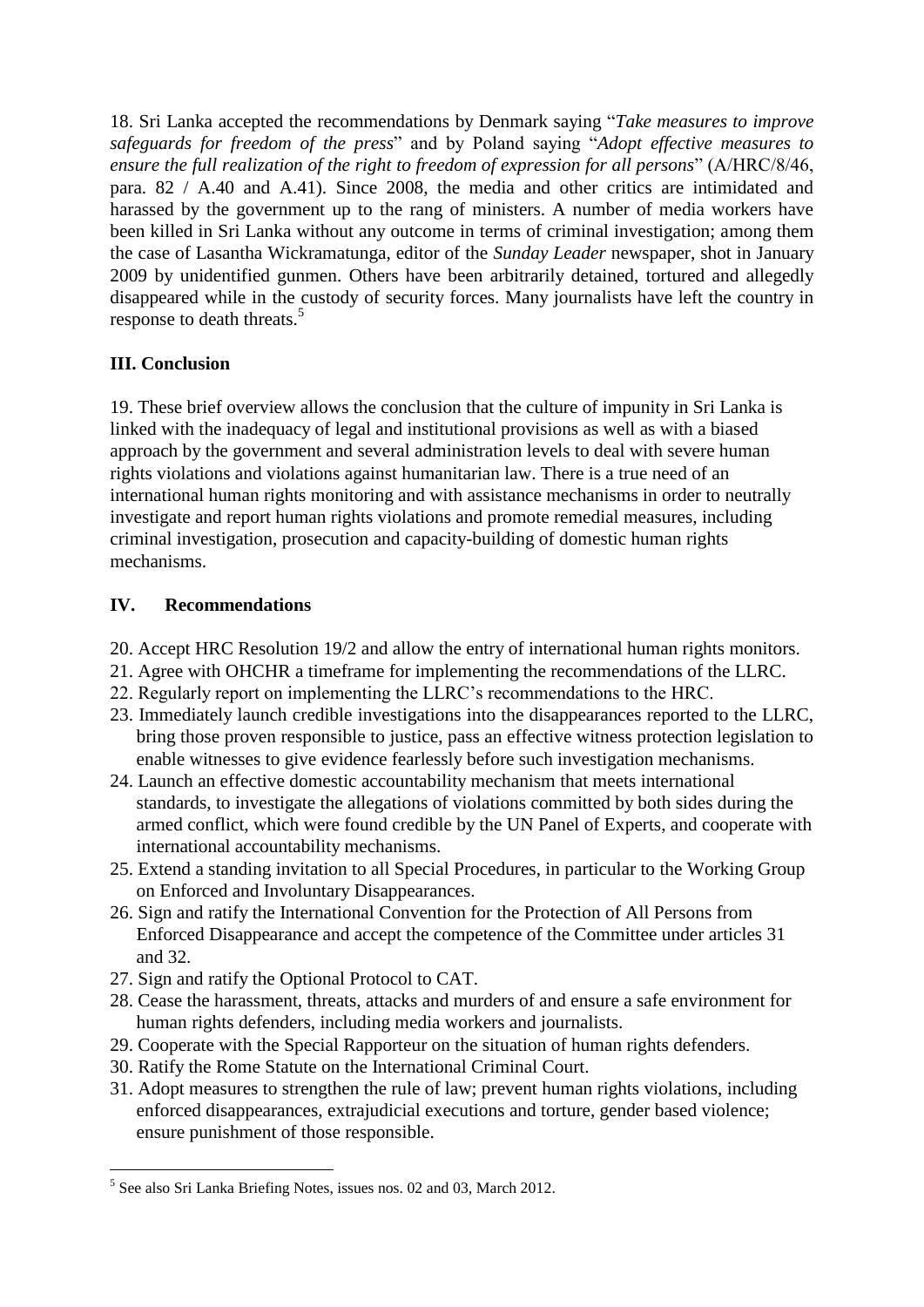18. Sri Lanka accepted the recommendations by Denmark saying "*Take measures to improve safeguards for freedom of the press*" and by Poland saying "*Adopt effective measures to ensure the full realization of the right to freedom of expression for all persons*" (A/HRC/8/46, para. 82 / A.40 and A.41). Since 2008, the media and other critics are intimidated and harassed by the government up to the rang of ministers. A number of media workers have been killed in Sri Lanka without any outcome in terms of criminal investigation; among them the case of Lasantha Wickramatunga, editor of the *Sunday Leader* newspaper, shot in January 2009 by unidentified gunmen. Others have been arbitrarily detained, tortured and allegedly disappeared while in the custody of security forces. Many journalists have left the country in response to death threats.[5]

## III. Conclusion

19. These brief overview allows the conclusion that the culture of impunity in Sri Lanka is linked with the inadequacy of legal and institutional provisions as well as with a biased approach by the government and several administration levels to deal with severe human rights violations and violations against humanitarian law. There is a true need of an international human rights monitoring and with assistance mechanisms in order to neutrally investigate and report human rights violations and promote remedial measures, including criminal investigation, prosecution and capacity-building of domestic human rights mechanisms.

## IV. Recommendations

20. Accept HRC Resolution 19/2 and allow the entry of international human rights monitors.
21. Agree with OHCHR a timeframe for implementing the recommendations of the LLRC.
22. Regularly report on implementing the LLRC's recommendations to the HRC.
23. Immediately launch credible investigations into the disappearances reported to the LLRC, bring those proven responsible to justice, pass an effective witness protection legislation to enable witnesses to give evidence fearlessly before such investigation mechanisms.
24. Launch an effective domestic accountability mechanism that meets international standards, to investigate the allegations of violations committed by both sides during the armed conflict, which were found credible by the UN Panel of Experts, and cooperate with international accountability mechanisms.
25. Extend a standing invitation to all Special Procedures, in particular to the Working Group on Enforced and Involuntary Disappearances.
26. Sign and ratify the International Convention for the Protection of All Persons from Enforced Disappearance and accept the competence of the Committee under articles 31 and 32.
27. Sign and ratify the Optional Protocol to CAT.
28. Cease the harassment, threats, attacks and murders of and ensure a safe environment for human rights defenders, including media workers and journalists.
29. Cooperate with the Special Rapporteur on the situation of human rights defenders.
30. Ratify the Rome Statute on the International Criminal Court.
31. Adopt measures to strengthen the rule of law; prevent human rights violations, including enforced disappearances, extrajudicial executions and torture, gender based violence; ensure punishment of those responsible.

---

[5] See also Sri Lanka Briefing Notes, issues nos. 02 and 03, March 2012.